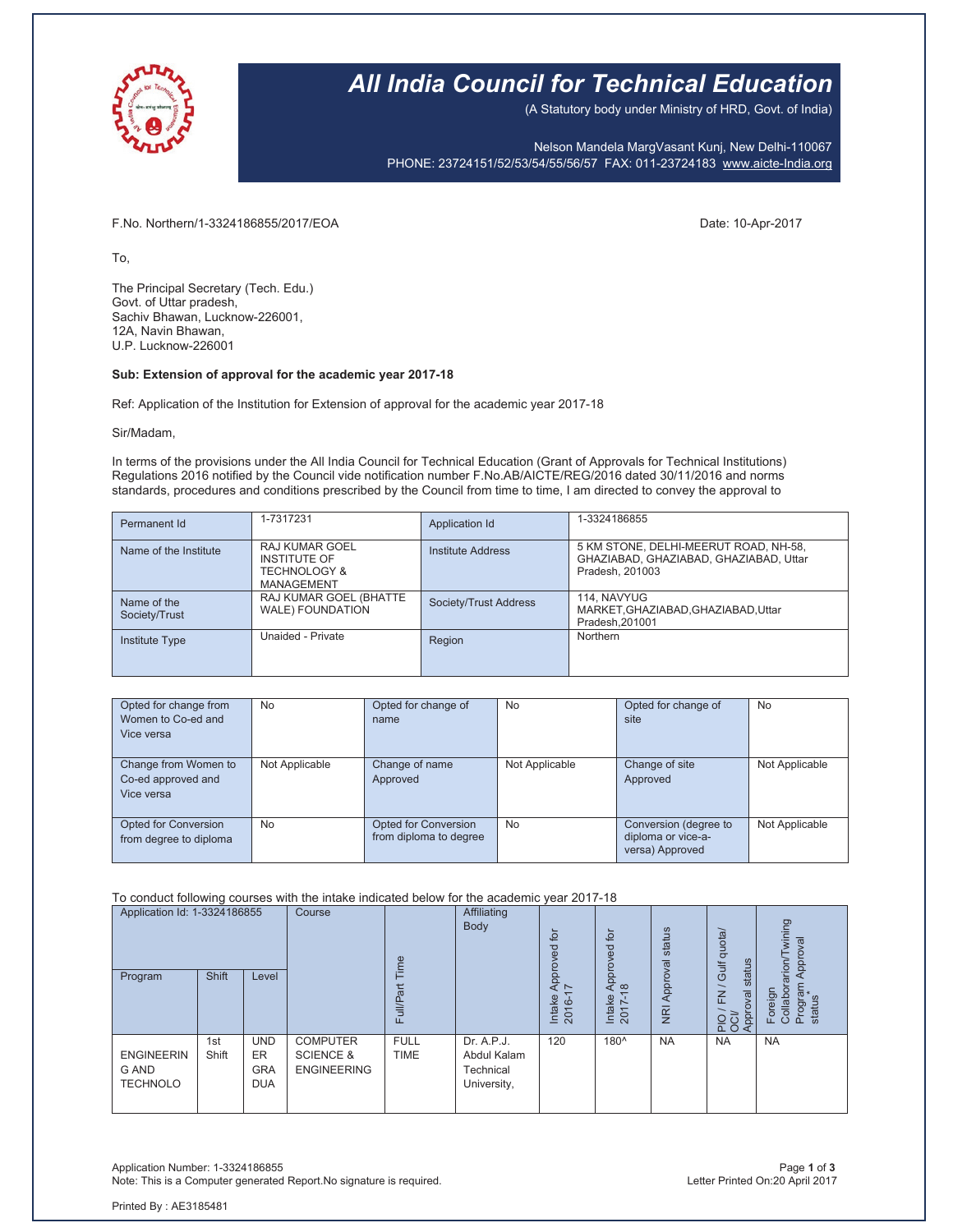# All India Council for Technical Education

(A Statutory body under Ministry of HRD, Govt. of India)

Nelson Mandela MargVasant Kunj, New Delhi-110067
PHONE: 23724151/52/53/54/55/56/57 FAX: 011-23724183 www.aicte-India.org

F.No. Northern/1-3324186855/2017/EOA

Date: 10-Apr-2017

To,

The Principal Secretary (Tech. Edu.)
Govt. of Uttar pradesh,
Sachiv Bhawan, Lucknow-226001,
12A, Navin Bhawan,
U.P. Lucknow-226001

**Sub: Extension of approval for the academic year 2017-18**

Ref: Application of the Institution for Extension of approval for the academic year 2017-18

Sir/Madam,

In terms of the provisions under the All India Council for Technical Education (Grant of Approvals for Technical Institutions) Regulations 2016 notified by the Council vide notification number F.No.AB/AICTE/REG/2016 dated 30/11/2016 and norms standards, procedures and conditions prescribed by the Council from time to time, I am directed to convey the approval to

| Permanent Id | 1-7317231 | Application Id | 1-3324186855 |
|---|---|---|---|
| Name of the Institute | RAJ KUMAR GOEL INSTITUTE OF TECHNOLOGY & MANAGEMENT | Institute Address | 5 KM STONE, DELHI-MEERUT ROAD, NH-58, GHAZIABAD, GHAZIABAD, GHAZIABAD, Uttar Pradesh, 201003 |
| Name of the Society/Trust | RAJ KUMAR GOEL (BHATTE WALE) FOUNDATION | Society/Trust Address | 114, NAVYUG MARKET,GHAZIABAD,GHAZIABAD,Uttar Pradesh,201001 |
| Institute Type | Unaided - Private | Region | Northern |

| Opted for change from Women to Co-ed and Vice versa | No | Opted for change of name | No | Opted for change of site | No |
|---|---|---|---|---|---|
| Change from Women to Co-ed approved and Vice versa | Not Applicable | Change of name Approved | Not Applicable | Change of site Approved | Not Applicable |
| Opted for Conversion from degree to diploma | No | Opted for Conversion from diploma to degree | No | Conversion (degree to diploma or vice-a-versa) Approved | Not Applicable |

To conduct following courses with the intake indicated below for the academic year 2017-18

| Application Id: 1-3324186855 | | | Course | Full/Part Time | Affiliating Body | Intake Approved for 2016-17 | Intake Approved for 2017-18 | NRI Approval status | PIO / FN / Gulf quota/ OCI/ Approval status | Foreign Collaboration/Twining Program Approval status* |
|---|---|---|---|---|---|---|---|---|---|---|
| Program | Shift | Level | | | | | | | | |
| ENGINEERING AND TECHNOLOGY | 1st Shift | UNDER GRADUATE | COMPUTER SCIENCE & ENGINEERING | FULL TIME | Dr. A.P.J. Abdul Kalam Technical University, | 120 | 180^ | NA | NA | NA |

Application Number: 1-3324186855
Note: This is a Computer generated Report.No signature is required.

Letter Printed On:20 April 2017

Printed By : AE3185481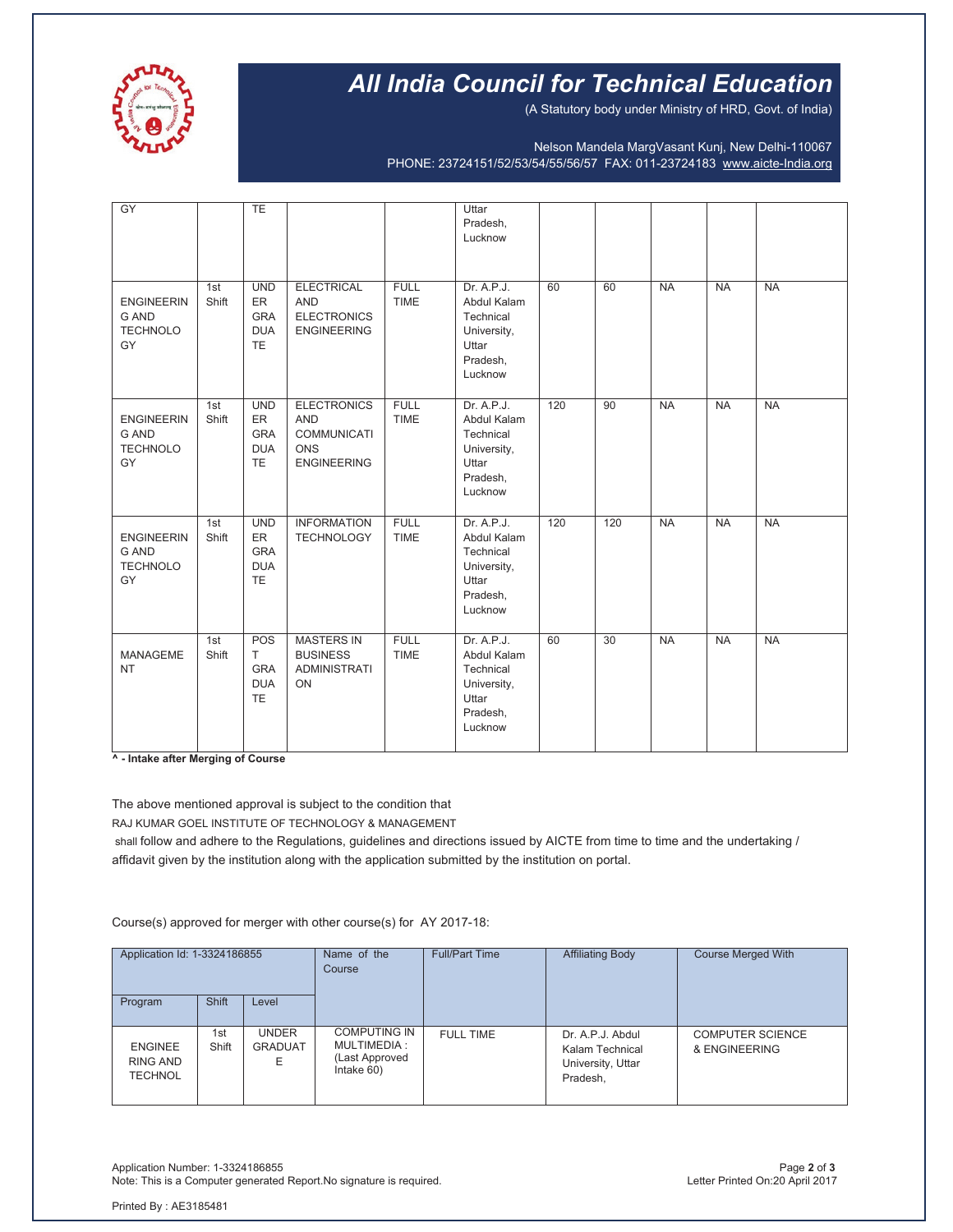# All India Council for Technical Education

(A Statutory body under Ministry of HRD, Govt. of India)

Nelson Mandela MargVasant Kunj, New Delhi-110067
PHONE: 23724151/52/53/54/55/56/57 FAX: 011-23724183 www.aicte-India.org

| | | | | | | | | | | |
|---|---|---|---|---|---|---|---|---|---|---|
| GY | | TE | | | Uttar Pradesh, Lucknow | | | | | |
| ENGINEERING AND TECHNOLOGY | 1st Shift | UNDER GRADUATE | ELECTRICAL AND ELECTRONICS ENGINEERING | FULL TIME | Dr. A.P.J. Abdul Kalam Technical University, Uttar Pradesh, Lucknow | 60 | 60 | NA | NA | NA |
| ENGINEERING AND TECHNOLOGY | 1st Shift | UNDER GRADUATE | ELECTRONICS AND COMMUNICATIONS ENGINEERING | FULL TIME | Dr. A.P.J. Abdul Kalam Technical University, Uttar Pradesh, Lucknow | 120 | 90 | NA | NA | NA |
| ENGINEERING AND TECHNOLOGY | 1st Shift | UNDER GRADUATE | INFORMATION TECHNOLOGY | FULL TIME | Dr. A.P.J. Abdul Kalam Technical University, Uttar Pradesh, Lucknow | 120 | 120 | NA | NA | NA |
| MANAGEMENT | 1st Shift | POST GRADUATE | MASTERS IN BUSINESS ADMINISTRATION | FULL TIME | Dr. A.P.J. Abdul Kalam Technical University, Uttar Pradesh, Lucknow | 60 | 30 | NA | NA | NA |

**^ - Intake after Merging of Course**

The above mentioned approval is subject to the condition that
RAJ KUMAR GOEL INSTITUTE OF TECHNOLOGY & MANAGEMENT
shall follow and adhere to the Regulations, guidelines and directions issued by AICTE from time to time and the undertaking / affidavit given by the institution along with the application submitted by the institution on portal.

Course(s) approved for merger with other course(s) for AY 2017-18:

| Application Id: 1-3324186855 | | | Name of the Course | Full/Part Time | Affiliating Body | Course Merged With |
|---|---|---|---|---|---|---|
| Program | Shift | Level | | | | |
| ENGINEERING AND TECHNOL | 1st Shift | UNDER GRADUATE | COMPUTING IN MULTIMEDIA : (Last Approved Intake 60) | FULL TIME | Dr. A.P.J. Abdul Kalam Technical University, Uttar Pradesh, | COMPUTER SCIENCE & ENGINEERING |

Application Number: 1-3324186855
Note: This is a Computer generated Report.No signature is required.

Letter Printed On:20 April 2017

Printed By : AE3185481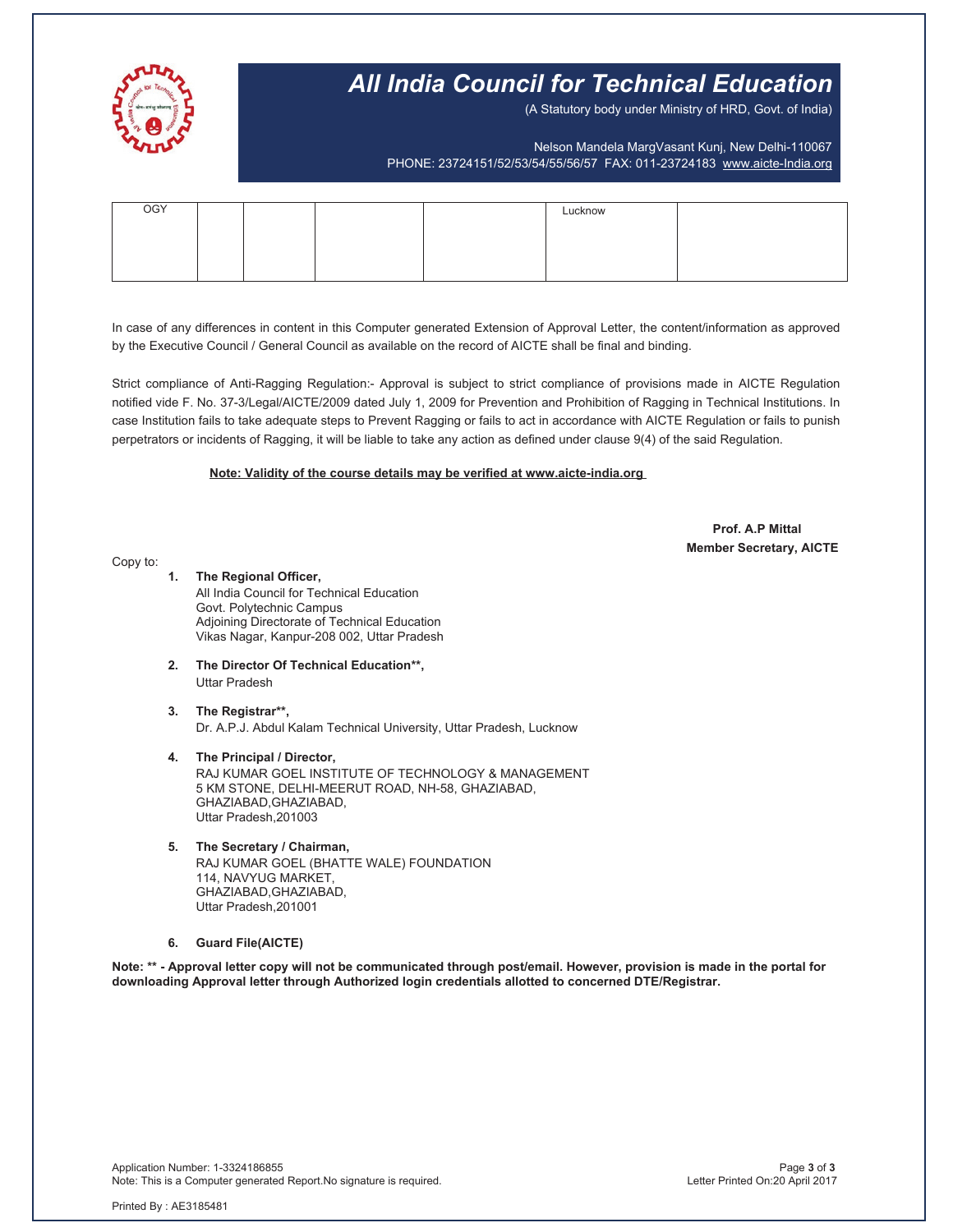# All India Council for Technical Education

(A Statutory body under Ministry of HRD, Govt. of India)

Nelson Mandela MargVasant Kunj, New Delhi-110067
PHONE: 23724151/52/53/54/55/56/57 FAX: 011-23724183 www.aicte-India.org

| | | | | | | |
|---|---|---|---|---|---|---|
| OGY | | | | | Lucknow | |

In case of any differences in content in this Computer generated Extension of Approval Letter, the content/information as approved by the Executive Council / General Council as available on the record of AICTE shall be final and binding.

Strict compliance of Anti-Ragging Regulation:- Approval is subject to strict compliance of provisions made in AICTE Regulation notified vide F. No. 37-3/Legal/AICTE/2009 dated July 1, 2009 for Prevention and Prohibition of Ragging in Technical Institutions. In case Institution fails to take adequate steps to Prevent Ragging or fails to act in accordance with AICTE Regulation or fails to punish perpetrators or incidents of Ragging, it will be liable to take any action as defined under clause 9(4) of the said Regulation.

**Note: Validity of the course details may be verified at www.aicte-india.org**

**Prof. A.P Mittal**
**Member Secretary, AICTE**

Copy to:

1. **The Regional Officer,**
   All India Council for Technical Education
   Govt. Polytechnic Campus
   Adjoining Directorate of Technical Education
   Vikas Nagar, Kanpur-208 002, Uttar Pradesh

2. **The Director Of Technical Education\*\*,**
   Uttar Pradesh

3. **The Registrar\*\*,**
   Dr. A.P.J. Abdul Kalam Technical University, Uttar Pradesh, Lucknow

4. **The Principal / Director,**
   RAJ KUMAR GOEL INSTITUTE OF TECHNOLOGY & MANAGEMENT
   5 KM STONE, DELHI-MEERUT ROAD, NH-58, GHAZIABAD,
   GHAZIABAD,GHAZIABAD,
   Uttar Pradesh,201003

5. **The Secretary / Chairman,**
   RAJ KUMAR GOEL (BHATTE WALE) FOUNDATION
   114, NAVYUG MARKET,
   GHAZIABAD,GHAZIABAD,
   Uttar Pradesh,201001

6. **Guard File(AICTE)**

**Note: \*\* - Approval letter copy will not be communicated through post/email. However, provision is made in the portal for downloading Approval letter through Authorized login credentials allotted to concerned DTE/Registrar.**

Application Number: 1-3324186855
Note: This is a Computer generated Report.No signature is required.

Letter Printed On:20 April 2017

Printed By : AE3185481